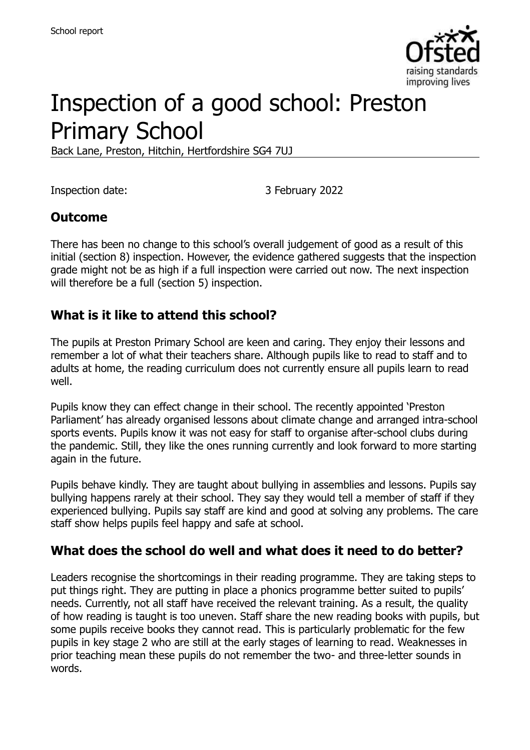# Inspection of a good school: Preston Primary School

Back Lane, Preston, Hitchin, Hertfordshire SG4 7UJ

Inspection date: 3 February 2022

## Outcome

There has been no change to this school's overall judgement of good as a result of this initial (section 8) inspection. However, the evidence gathered suggests that the inspection grade might not be as high if a full inspection were carried out now. The next inspection will therefore be a full (section 5) inspection.

## What is it like to attend this school?

The pupils at Preston Primary School are keen and caring. They enjoy their lessons and remember a lot of what their teachers share. Although pupils like to read to staff and to adults at home, the reading curriculum does not currently ensure all pupils learn to read well.

Pupils know they can effect change in their school. The recently appointed 'Preston Parliament' has already organised lessons about climate change and arranged intra-school sports events. Pupils know it was not easy for staff to organise after-school clubs during the pandemic. Still, they like the ones running currently and look forward to more starting again in the future.

Pupils behave kindly. They are taught about bullying in assemblies and lessons. Pupils say bullying happens rarely at their school. They say they would tell a member of staff if they experienced bullying. Pupils say staff are kind and good at solving any problems. The care staff show helps pupils feel happy and safe at school.

## What does the school do well and what does it need to do better?

Leaders recognise the shortcomings in their reading programme. They are taking steps to put things right. They are putting in place a phonics programme better suited to pupils' needs. Currently, not all staff have received the relevant training. As a result, the quality of how reading is taught is too uneven. Staff share the new reading books with pupils, but some pupils receive books they cannot read. This is particularly problematic for the few pupils in key stage 2 who are still at the early stages of learning to read. Weaknesses in prior teaching mean these pupils do not remember the two- and three-letter sounds in words.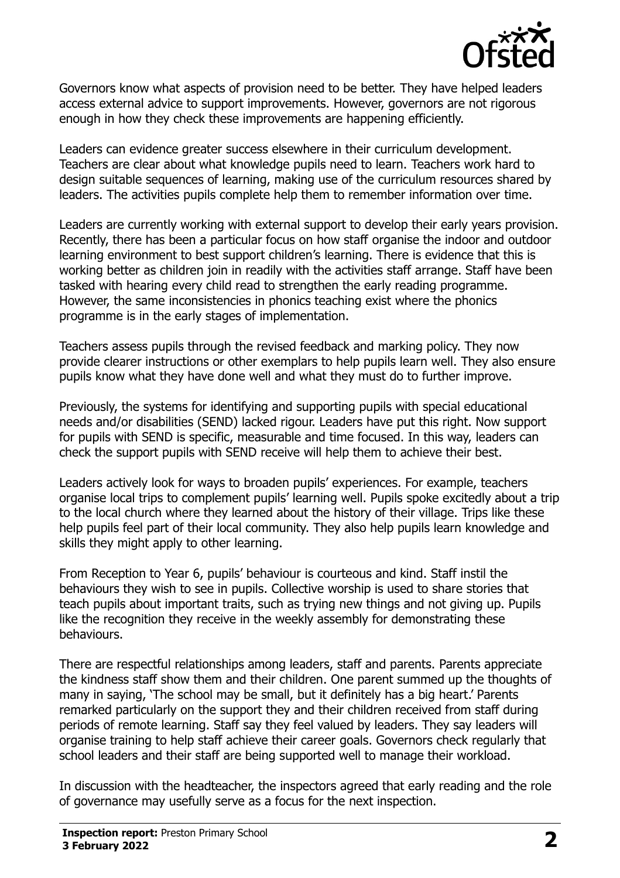Governors know what aspects of provision need to be better. They have helped leaders access external advice to support improvements. However, governors are not rigorous enough in how they check these improvements are happening efficiently.

Leaders can evidence greater success elsewhere in their curriculum development. Teachers are clear about what knowledge pupils need to learn. Teachers work hard to design suitable sequences of learning, making use of the curriculum resources shared by leaders. The activities pupils complete help them to remember information over time.

Leaders are currently working with external support to develop their early years provision. Recently, there has been a particular focus on how staff organise the indoor and outdoor learning environment to best support children's learning. There is evidence that this is working better as children join in readily with the activities staff arrange. Staff have been tasked with hearing every child read to strengthen the early reading programme. However, the same inconsistencies in phonics teaching exist where the phonics programme is in the early stages of implementation.

Teachers assess pupils through the revised feedback and marking policy. They now provide clearer instructions or other exemplars to help pupils learn well. They also ensure pupils know what they have done well and what they must do to further improve.

Previously, the systems for identifying and supporting pupils with special educational needs and/or disabilities (SEND) lacked rigour. Leaders have put this right. Now support for pupils with SEND is specific, measurable and time focused. In this way, leaders can check the support pupils with SEND receive will help them to achieve their best.

Leaders actively look for ways to broaden pupils' experiences. For example, teachers organise local trips to complement pupils' learning well. Pupils spoke excitedly about a trip to the local church where they learned about the history of their village. Trips like these help pupils feel part of their local community. They also help pupils learn knowledge and skills they might apply to other learning.

From Reception to Year 6, pupils' behaviour is courteous and kind. Staff instil the behaviours they wish to see in pupils. Collective worship is used to share stories that teach pupils about important traits, such as trying new things and not giving up. Pupils like the recognition they receive in the weekly assembly for demonstrating these behaviours.

There are respectful relationships among leaders, staff and parents. Parents appreciate the kindness staff show them and their children. One parent summed up the thoughts of many in saying, 'The school may be small, but it definitely has a big heart.' Parents remarked particularly on the support they and their children received from staff during periods of remote learning. Staff say they feel valued by leaders. They say leaders will organise training to help staff achieve their career goals. Governors check regularly that school leaders and their staff are being supported well to manage their workload.

In discussion with the headteacher, the inspectors agreed that early reading and the role of governance may usefully serve as a focus for the next inspection.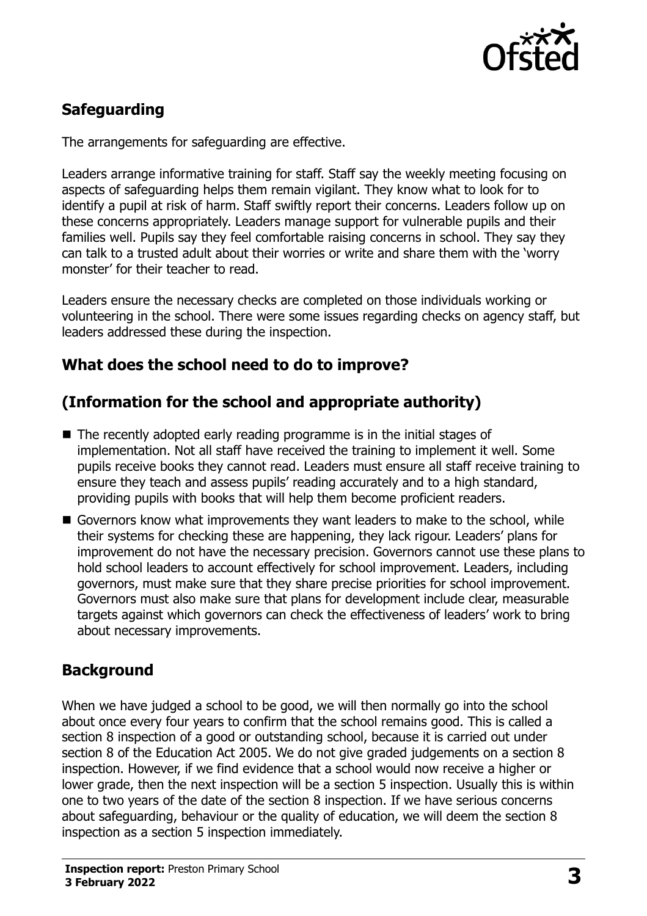## Safeguarding

The arrangements for safeguarding are effective.

Leaders arrange informative training for staff. Staff say the weekly meeting focusing on aspects of safeguarding helps them remain vigilant. They know what to look for to identify a pupil at risk of harm. Staff swiftly report their concerns. Leaders follow up on these concerns appropriately. Leaders manage support for vulnerable pupils and their families well. Pupils say they feel comfortable raising concerns in school. They say they can talk to a trusted adult about their worries or write and share them with the 'worry monster' for their teacher to read.

Leaders ensure the necessary checks are completed on those individuals working or volunteering in the school. There were some issues regarding checks on agency staff, but leaders addressed these during the inspection.

## What does the school need to do to improve?

## (Information for the school and appropriate authority)

- The recently adopted early reading programme is in the initial stages of implementation. Not all staff have received the training to implement it well. Some pupils receive books they cannot read. Leaders must ensure all staff receive training to ensure they teach and assess pupils' reading accurately and to a high standard, providing pupils with books that will help them become proficient readers.
- Governors know what improvements they want leaders to make to the school, while their systems for checking these are happening, they lack rigour. Leaders' plans for improvement do not have the necessary precision. Governors cannot use these plans to hold school leaders to account effectively for school improvement. Leaders, including governors, must make sure that they share precise priorities for school improvement. Governors must also make sure that plans for development include clear, measurable targets against which governors can check the effectiveness of leaders' work to bring about necessary improvements.

## Background

When we have judged a school to be good, we will then normally go into the school about once every four years to confirm that the school remains good. This is called a section 8 inspection of a good or outstanding school, because it is carried out under section 8 of the Education Act 2005. We do not give graded judgements on a section 8 inspection. However, if we find evidence that a school would now receive a higher or lower grade, then the next inspection will be a section 5 inspection. Usually this is within one to two years of the date of the section 8 inspection. If we have serious concerns about safeguarding, behaviour or the quality of education, we will deem the section 8 inspection as a section 5 inspection immediately.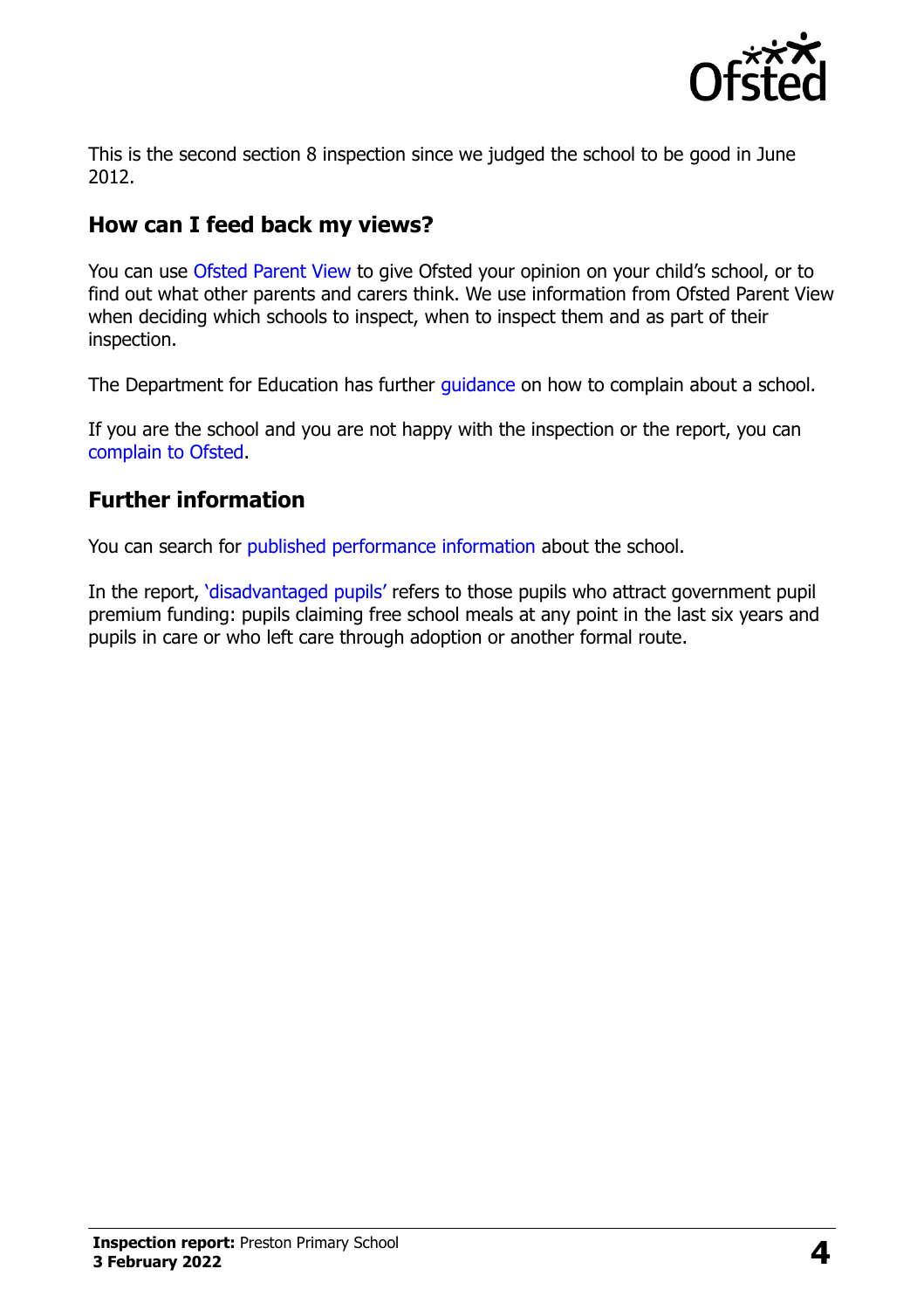This is the second section 8 inspection since we judged the school to be good in June 2012.

## How can I feed back my views?

You can use Ofsted Parent View to give Ofsted your opinion on your child's school, or to find out what other parents and carers think. We use information from Ofsted Parent View when deciding which schools to inspect, when to inspect them and as part of their inspection.

The Department for Education has further guidance on how to complain about a school.

If you are the school and you are not happy with the inspection or the report, you can complain to Ofsted.

## Further information

You can search for published performance information about the school.

In the report, 'disadvantaged pupils' refers to those pupils who attract government pupil premium funding: pupils claiming free school meals at any point in the last six years and pupils in care or who left care through adoption or another formal route.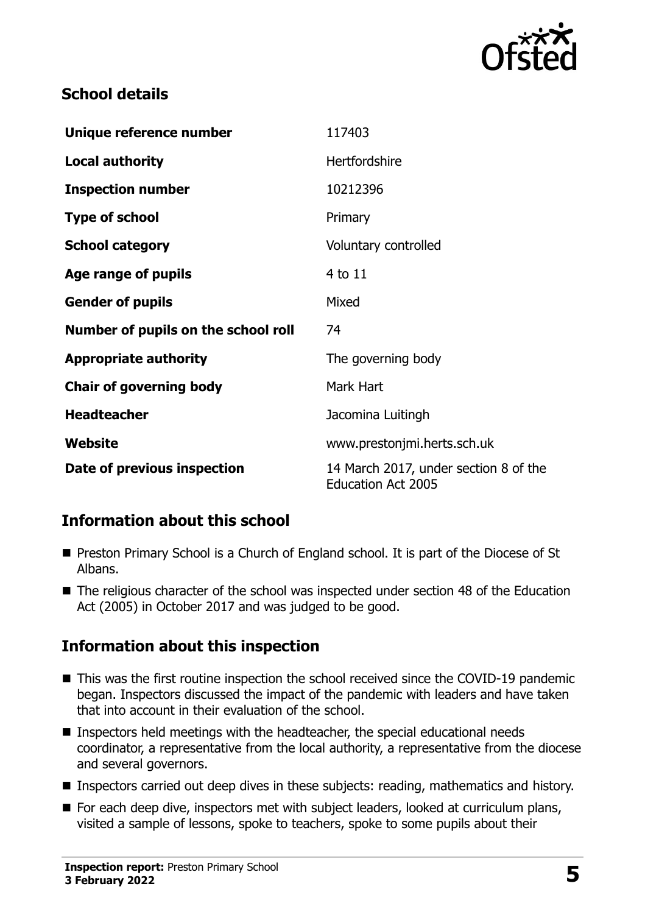## School details

| | |
|---|---|
| **Unique reference number** | 117403 |
| **Local authority** | Hertfordshire |
| **Inspection number** | 10212396 |
| **Type of school** | Primary |
| **School category** | Voluntary controlled |
| **Age range of pupils** | 4 to 11 |
| **Gender of pupils** | Mixed |
| **Number of pupils on the school roll** | 74 |
| **Appropriate authority** | The governing body |
| **Chair of governing body** | Mark Hart |
| **Headteacher** | Jacomina Luitingh |
| **Website** | www.prestonjmi.herts.sch.uk |
| **Date of previous inspection** | 14 March 2017, under section 8 of the Education Act 2005 |

## Information about this school

- Preston Primary School is a Church of England school. It is part of the Diocese of St Albans.
- The religious character of the school was inspected under section 48 of the Education Act (2005) in October 2017 and was judged to be good.

## Information about this inspection

- This was the first routine inspection the school received since the COVID-19 pandemic began. Inspectors discussed the impact of the pandemic with leaders and have taken that into account in their evaluation of the school.
- Inspectors held meetings with the headteacher, the special educational needs coordinator, a representative from the local authority, a representative from the diocese and several governors.
- Inspectors carried out deep dives in these subjects: reading, mathematics and history.
- For each deep dive, inspectors met with subject leaders, looked at curriculum plans, visited a sample of lessons, spoke to teachers, spoke to some pupils about their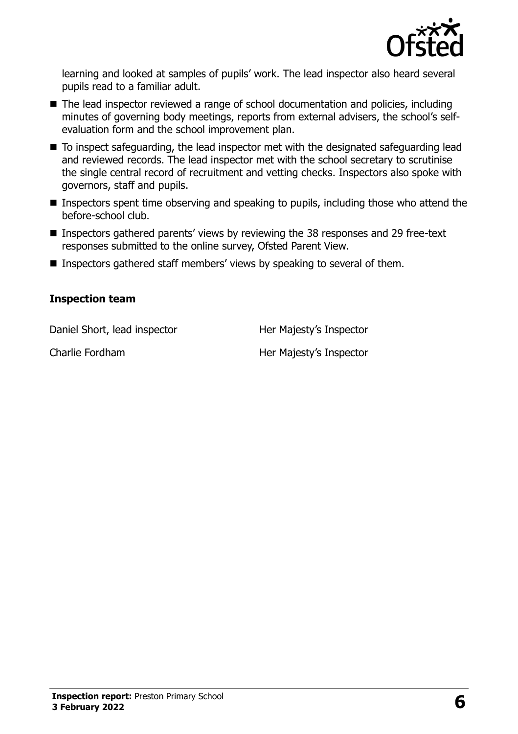learning and looked at samples of pupils' work. The lead inspector also heard several pupils read to a familiar adult.

- The lead inspector reviewed a range of school documentation and policies, including minutes of governing body meetings, reports from external advisers, the school's self-evaluation form and the school improvement plan.
- To inspect safeguarding, the lead inspector met with the designated safeguarding lead and reviewed records. The lead inspector met with the school secretary to scrutinise the single central record of recruitment and vetting checks. Inspectors also spoke with governors, staff and pupils.
- Inspectors spent time observing and speaking to pupils, including those who attend the before-school club.
- Inspectors gathered parents' views by reviewing the 38 responses and 29 free-text responses submitted to the online survey, Ofsted Parent View.
- Inspectors gathered staff members' views by speaking to several of them.

### Inspection team

| | |
|---|---|
| Daniel Short, lead inspector | Her Majesty's Inspector |
| Charlie Fordham | Her Majesty's Inspector |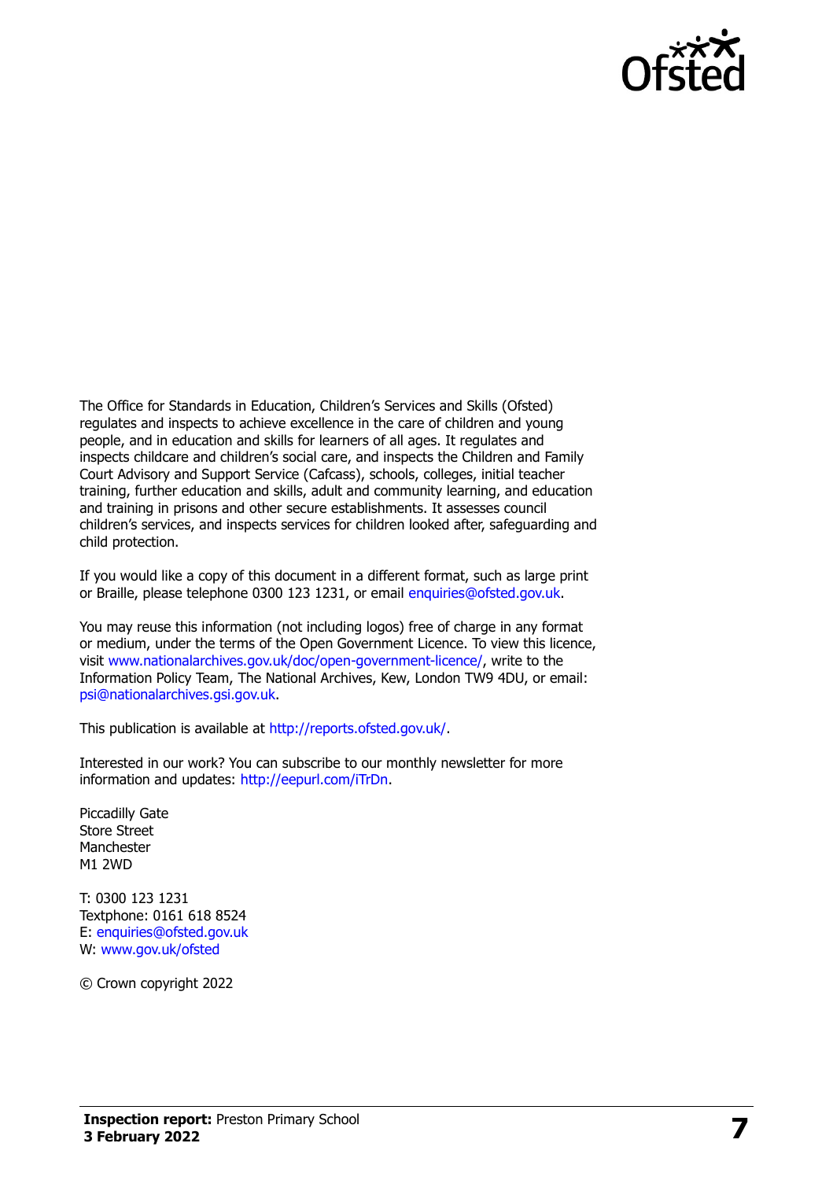The Office for Standards in Education, Children's Services and Skills (Ofsted) regulates and inspects to achieve excellence in the care of children and young people, and in education and skills for learners of all ages. It regulates and inspects childcare and children's social care, and inspects the Children and Family Court Advisory and Support Service (Cafcass), schools, colleges, initial teacher training, further education and skills, adult and community learning, and education and training in prisons and other secure establishments. It assesses council children's services, and inspects services for children looked after, safeguarding and child protection.

If you would like a copy of this document in a different format, such as large print or Braille, please telephone 0300 123 1231, or email enquiries@ofsted.gov.uk.

You may reuse this information (not including logos) free of charge in any format or medium, under the terms of the Open Government Licence. To view this licence, visit www.nationalarchives.gov.uk/doc/open-government-licence/, write to the Information Policy Team, The National Archives, Kew, London TW9 4DU, or email: psi@nationalarchives.gsi.gov.uk.

This publication is available at http://reports.ofsted.gov.uk/.

Interested in our work? You can subscribe to our monthly newsletter for more information and updates: http://eepurl.com/iTrDn.

Piccadilly Gate
Store Street
Manchester
M1 2WD

T: 0300 123 1231
Textphone: 0161 618 8524
E: enquiries@ofsted.gov.uk
W: www.gov.uk/ofsted

© Crown copyright 2022